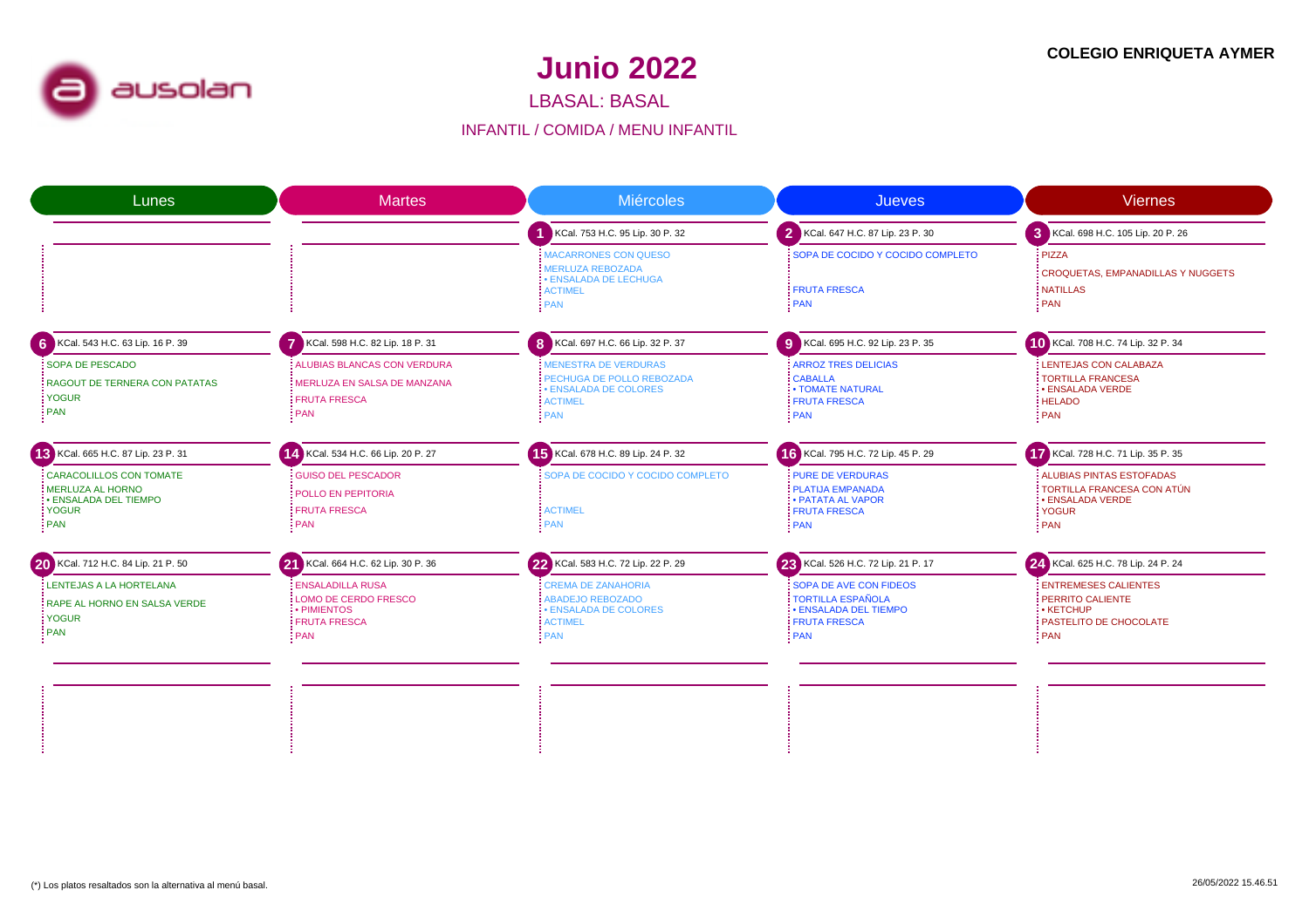# Junio 2022

COLEGIO ENRIQUETA AYMER

LBASAL: BASAL

INFANTIL / COMIDA / MENU INFANTIL

| Lunes | Martes | Miércoles | Jueves | Viernes |
| --- | --- | --- | --- | --- |
| | | **1** KCal. 753 H.C. 95 Lip. 30 P. 32 | **2** KCal. 647 H.C. 87 Lip. 23 P. 30 | **3** KCal. 698 H.C. 105 Lip. 20 P. 26 |
| | | MACARRONES CON QUESO<br>MERLUZA REBOZADA<br>• ENSALADA DE LECHUGA<br>ACTIMEL<br>PAN | SOPA DE COCIDO Y COCIDO COMPLETO<br>FRUTA FRESCA<br>PAN | PIZZA<br>CROQUETAS, EMPANADILLAS Y NUGGETS<br>NATILLAS<br>PAN |
| **6** KCal. 543 H.C. 63 Lip. 16 P. 39 | **7** KCal. 598 H.C. 82 Lip. 18 P. 31 | **8** KCal. 697 H.C. 66 Lip. 32 P. 37 | **9** KCal. 695 H.C. 92 Lip. 23 P. 35 | **10** KCal. 708 H.C. 74 Lip. 32 P. 34 |
| SOPA DE PESCADO<br>RAGOUT DE TERNERA CON PATATAS<br>YOGUR<br>PAN | ALUBIAS BLANCAS CON VERDURA<br>MERLUZA EN SALSA DE MANZANA<br>FRUTA FRESCA<br>PAN | MENESTRA DE VERDURAS<br>PECHUGA DE POLLO REBOZADA<br>• ENSALADA DE COLORES<br>ACTIMEL<br>PAN | ARROZ TRES DELICIAS<br>CABALLA<br>• TOMATE NATURAL<br>FRUTA FRESCA<br>PAN | LENTEJAS CON CALABAZA<br>TORTILLA FRANCESA<br>• ENSALADA VERDE<br>HELADO<br>PAN |
| **13** KCal. 665 H.C. 87 Lip. 23 P. 31 | **14** KCal. 534 H.C. 66 Lip. 20 P. 27 | **15** KCal. 678 H.C. 89 Lip. 24 P. 32 | **16** KCal. 795 H.C. 72 Lip. 45 P. 29 | **17** KCal. 728 H.C. 71 Lip. 35 P. 35 |
| CARACOLILLOS CON TOMATE<br>MERLUZA AL HORNO<br>• ENSALADA DEL TIEMPO<br>YOGUR<br>PAN | GUISO DEL PESCADOR<br>POLLO EN PEPITORIA<br>FRUTA FRESCA<br>PAN | SOPA DE COCIDO Y COCIDO COMPLETO<br>ACTIMEL<br>PAN | PURE DE VERDURAS<br>PLATIJA EMPANADA<br>• PATATA AL VAPOR<br>FRUTA FRESCA<br>PAN | ALUBIAS PINTAS ESTOFADAS<br>TORTILLA FRANCESA CON ATÚN<br>• ENSALADA VERDE<br>YOGUR<br>PAN |
| **20** KCal. 712 H.C. 84 Lip. 21 P. 50 | **21** KCal. 664 H.C. 62 Lip. 30 P. 36 | **22** KCal. 583 H.C. 72 Lip. 22 P. 29 | **23** KCal. 526 H.C. 72 Lip. 21 P. 17 | **24** KCal. 625 H.C. 78 Lip. 24 P. 24 |
| LENTEJAS A LA HORTELANA<br>RAPE AL HORNO EN SALSA VERDE<br>YOGUR<br>PAN | ENSALADILLA RUSA<br>LOMO DE CERDO FRESCO<br>• PIMIENTOS<br>FRUTA FRESCA<br>PAN | CREMA DE ZANAHORIA<br>ABADEJO REBOZADO<br>• ENSALADA DE COLORES<br>ACTIMEL<br>PAN | SOPA DE AVE CON FIDEOS<br>TORTILLA ESPAÑOLA<br>• ENSALADA DEL TIEMPO<br>FRUTA FRESCA<br>PAN | ENTREMESES CALIENTES<br>PERRITO CALIENTE<br>• KETCHUP<br>PASTELITO DE CHOCOLATE<br>PAN |

(*) Los platos resaltados son la alternativa al menú basal.

26/05/2022 15.46.51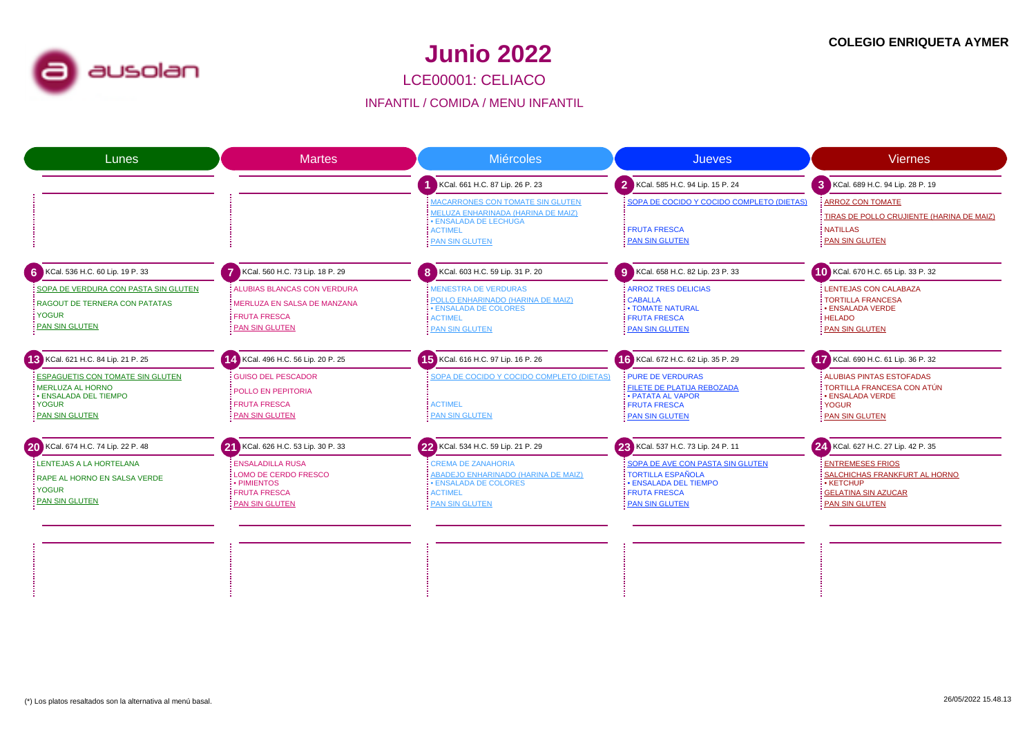# Junio 2022

**COLEGIO ENRIQUETA AYMER**

LCE00001: CELIACO

INFANTIL / COMIDA / MENU INFANTIL

| Lunes | Martes | Miércoles | Jueves | Viernes |
|---|---|---|---|---|
| | | **1** KCal. 661 H.C. 87 Lip. 26 P. 23<br>MACARRONES CON TOMATE SIN GLUTEN<br>MELUZA ENHARINADA (HARINA DE MAIZ)<br>• ENSALADA DE LECHUGA<br>ACTIMEL<br>PAN SIN GLUTEN | **2** KCal. 585 H.C. 94 Lip. 15 P. 24<br>SOPA DE COCIDO Y COCIDO COMPLETO (DIETAS)<br>FRUTA FRESCA<br>PAN SIN GLUTEN | **3** KCal. 689 H.C. 94 Lip. 28 P. 19<br>ARROZ CON TOMATE<br>TIRAS DE POLLO CRUJIENTE (HARINA DE MAIZ)<br>NATILLAS<br>PAN SIN GLUTEN |
| **6** KCal. 536 H.C. 60 Lip. 19 P. 33<br>SOPA DE VERDURA CON PASTA SIN GLUTEN<br>RAGOUT DE TERNERA CON PATATAS<br>YOGUR<br>PAN SIN GLUTEN | **7** KCal. 560 H.C. 73 Lip. 18 P. 29<br>ALUBIAS BLANCAS CON VERDURA<br>MERLUZA EN SALSA DE MANZANA<br>FRUTA FRESCA<br>PAN SIN GLUTEN | **8** KCal. 603 H.C. 59 Lip. 31 P. 20<br>MENESTRA DE VERDURAS<br>POLLO ENHARINADO (HARINA DE MAIZ)<br>• ENSALADA DE COLORES<br>ACTIMEL<br>PAN SIN GLUTEN | **9** KCal. 658 H.C. 82 Lip. 23 P. 33<br>ARROZ TRES DELICIAS<br>CABALLA<br>• TOMATE NATURAL<br>FRUTA FRESCA<br>PAN SIN GLUTEN | **10** KCal. 670 H.C. 65 Lip. 33 P. 32<br>LENTEJAS CON CALABAZA<br>TORTILLA FRANCESA<br>• ENSALADA VERDE<br>HELADO<br>PAN SIN GLUTEN |
| **13** KCal. 621 H.C. 84 Lip. 21 P. 25<br>ESPAGUETIS CON TOMATE SIN GLUTEN<br>MERLUZA AL HORNO<br>• ENSALADA DEL TIEMPO<br>YOGUR<br>PAN SIN GLUTEN | **14** KCal. 496 H.C. 56 Lip. 20 P. 25<br>GUISO DEL PESCADOR<br>POLLO EN PEPITORIA<br>FRUTA FRESCA<br>PAN SIN GLUTEN | **15** KCal. 616 H.C. 97 Lip. 16 P. 26<br>SOPA DE COCIDO Y COCIDO COMPLETO (DIETAS)<br>ACTIMEL<br>PAN SIN GLUTEN | **16** KCal. 672 H.C. 62 Lip. 35 P. 29<br>PURE DE VERDURAS<br>FILETE DE PLATIJA REBOZADA<br>• PATATA AL VAPOR<br>FRUTA FRESCA<br>PAN SIN GLUTEN | **17** KCal. 690 H.C. 61 Lip. 36 P. 32<br>ALUBIAS PINTAS ESTOFADAS<br>TORTILLA FRANCESA CON ATÚN<br>• ENSALADA VERDE<br>YOGUR<br>PAN SIN GLUTEN |
| **20** KCal. 674 H.C. 74 Lip. 22 P. 48<br>LENTEJAS A LA HORTELANA<br>RAPE AL HORNO EN SALSA VERDE<br>YOGUR<br>PAN SIN GLUTEN | **21** KCal. 626 H.C. 53 Lip. 30 P. 33<br>ENSALADILLA RUSA<br>LOMO DE CERDO FRESCO<br>• PIMIENTOS<br>FRUTA FRESCA<br>PAN SIN GLUTEN | **22** KCal. 534 H.C. 59 Lip. 21 P. 29<br>CREMA DE ZANAHORIA<br>ABADEJO ENHARINADO (HARINA DE MAIZ)<br>• ENSALADA DE COLORES<br>ACTIMEL<br>PAN SIN GLUTEN | **23** KCal. 537 H.C. 73 Lip. 24 P. 11<br>SOPA DE AVE CON PASTA SIN GLUTEN<br>TORTILLA ESPAÑOLA<br>• ENSALADA DEL TIEMPO<br>FRUTA FRESCA<br>PAN SIN GLUTEN | **24** KCal. 627 H.C. 27 Lip. 42 P. 35<br>ENTREMESES FRIOS<br>SALCHICHAS FRANKFURT AL HORNO<br>• KETCHUP<br>GELATINA SIN AZUCAR<br>PAN SIN GLUTEN |

(*) Los platos resaltados son la alternativa al menú basal.

26/05/2022 15.48.13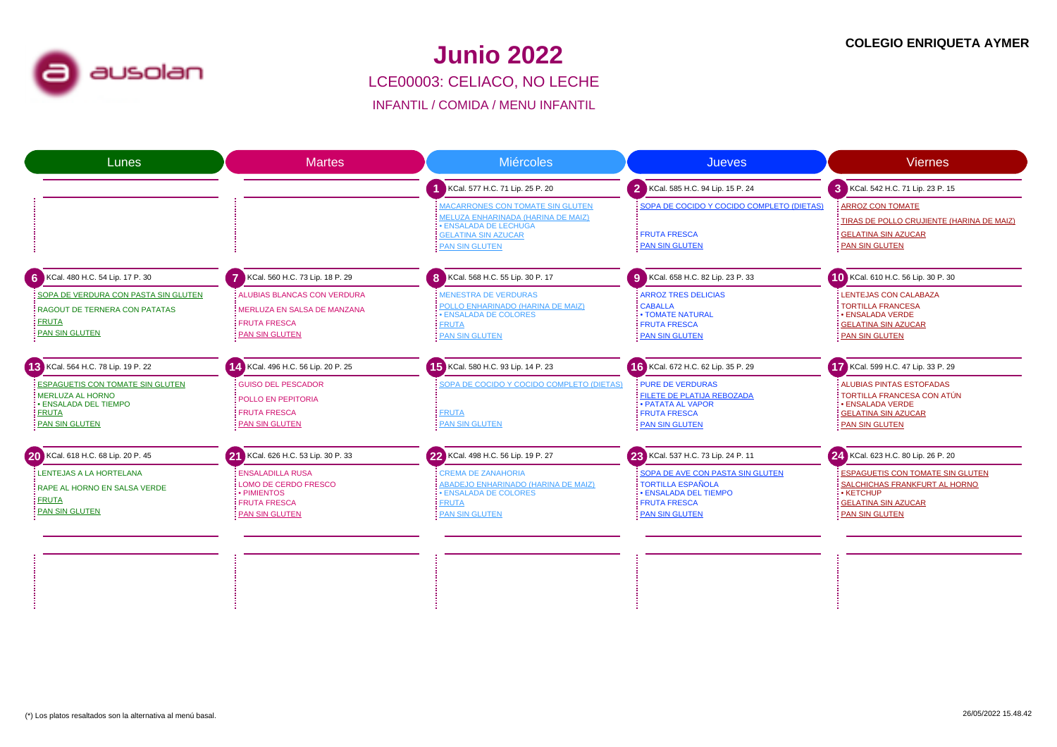**COLEGIO ENRIQUETA AYMER**

# Junio 2022

## LCE00003: CELIACO, NO LECHE

### INFANTIL / COMIDA / MENU INFANTIL

| Lunes | Martes | Miércoles | Jueves | Viernes |
|---|---|---|---|---|
| | | **1** KCal. 577 H.C. 71 Lip. 25 P. 20<br>MACARRONES CON TOMATE SIN GLUTEN<br>MELUZA ENHARINADA (HARINA DE MAIZ)<br>• ENSALADA DE LECHUGA<br>GELATINA SIN AZUCAR<br>PAN SIN GLUTEN | **2** KCal. 585 H.C. 94 Lip. 15 P. 24<br>SOPA DE COCIDO Y COCIDO COMPLETO (DIETAS)<br>FRUTA FRESCA<br>PAN SIN GLUTEN | **3** KCal. 542 H.C. 71 Lip. 23 P. 15<br>ARROZ CON TOMATE<br>TIRAS DE POLLO CRUJIENTE (HARINA DE MAIZ)<br>GELATINA SIN AZUCAR<br>PAN SIN GLUTEN |
| **6** KCal. 480 H.C. 54 Lip. 17 P. 30<br>SOPA DE VERDURA CON PASTA SIN GLUTEN<br>RAGOUT DE TERNERA CON PATATAS<br>FRUTA<br>PAN SIN GLUTEN | **7** KCal. 560 H.C. 73 Lip. 18 P. 29<br>ALUBIAS BLANCAS CON VERDURA<br>MERLUZA EN SALSA DE MANZANA<br>FRUTA FRESCA<br>PAN SIN GLUTEN | **8** KCal. 568 H.C. 55 Lip. 30 P. 17<br>MENESTRA DE VERDURAS<br>POLLO ENHARINADO (HARINA DE MAIZ)<br>• ENSALADA DE COLORES<br>FRUTA<br>PAN SIN GLUTEN | **9** KCal. 658 H.C. 82 Lip. 23 P. 33<br>ARROZ TRES DELICIAS<br>CABALLA<br>• TOMATE NATURAL<br>FRUTA FRESCA<br>PAN SIN GLUTEN | **10** KCal. 610 H.C. 56 Lip. 30 P. 30<br>LENTEJAS CON CALABAZA<br>TORTILLA FRANCESA<br>• ENSALADA VERDE<br>GELATINA SIN AZUCAR<br>PAN SIN GLUTEN |
| **13** KCal. 564 H.C. 78 Lip. 19 P. 22<br>ESPAGUETIS CON TOMATE SIN GLUTEN<br>MERLUZA AL HORNO<br>• ENSALADA DEL TIEMPO<br>FRUTA<br>PAN SIN GLUTEN | **14** KCal. 496 H.C. 56 Lip. 20 P. 25<br>GUISO DEL PESCADOR<br>POLLO EN PEPITORIA<br>FRUTA FRESCA<br>PAN SIN GLUTEN | **15** KCal. 580 H.C. 93 Lip. 14 P. 23<br>SOPA DE COCIDO Y COCIDO COMPLETO (DIETAS)<br>FRUTA<br>PAN SIN GLUTEN | **16** KCal. 672 H.C. 62 Lip. 35 P. 29<br>PURE DE VERDURAS<br>FILETE DE PLATIJA REBOZADA<br>• PATATA AL VAPOR<br>FRUTA FRESCA<br>PAN SIN GLUTEN | **17** KCal. 599 H.C. 47 Lip. 33 P. 29<br>ALUBIAS PINTAS ESTOFADAS<br>TORTILLA FRANCESA CON ATÚN<br>• ENSALADA VERDE<br>GELATINA SIN AZUCAR<br>PAN SIN GLUTEN |
| **20** KCal. 618 H.C. 68 Lip. 20 P. 45<br>LENTEJAS A LA HORTELANA<br>RAPE AL HORNO EN SALSA VERDE<br>FRUTA<br>PAN SIN GLUTEN | **21** KCal. 626 H.C. 53 Lip. 30 P. 33<br>ENSALADILLA RUSA<br>LOMO DE CERDO FRESCO<br>• PIMIENTOS<br>FRUTA FRESCA<br>PAN SIN GLUTEN | **22** KCal. 498 H.C. 56 Lip. 19 P. 27<br>CREMA DE ZANAHORIA<br>ABADEJO ENHARINADO (HARINA DE MAIZ)<br>• ENSALADA DE COLORES<br>FRUTA<br>PAN SIN GLUTEN | **23** KCal. 537 H.C. 73 Lip. 24 P. 11<br>SOPA DE AVE CON PASTA SIN GLUTEN<br>TORTILLA ESPAÑOLA<br>• ENSALADA DEL TIEMPO<br>FRUTA FRESCA<br>PAN SIN GLUTEN | **24** KCal. 623 H.C. 80 Lip. 26 P. 20<br>ESPAGUETIS CON TOMATE SIN GLUTEN<br>SALCHICHAS FRANKFURT AL HORNO<br>• KETCHUP<br>GELATINA SIN AZUCAR<br>PAN SIN GLUTEN |
| | | | | |

(*) Los platos resaltados son la alternativa al menú basal.

26/05/2022 15.48.42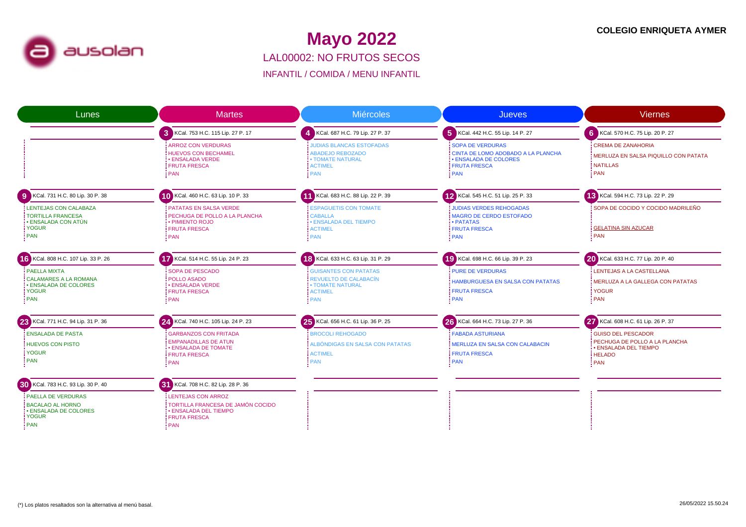**COLEGIO ENRIQUETA AYMER**

# Mayo 2022

## LAL00002: NO FRUTOS SECOS

### INFANTIL / COMIDA / MENU INFANTIL

| Lunes | Martes | Miércoles | Jueves | Viernes |
|---|---|---|---|---|
| | **3** KCal. 753 H.C. 115 Lip. 27 P. 17<br>ARROZ CON VERDURAS<br>HUEVOS CON BECHAMEL<br>• ENSALADA VERDE<br>FRUTA FRESCA<br>PAN | **4** KCal. 687 H.C. 79 Lip. 27 P. 37<br>JUDIAS BLANCAS ESTOFADAS<br>ABADEJO REBOZADO<br>• TOMATE NATURAL<br>ACTIMEL<br>PAN | **5** KCal. 442 H.C. 55 Lip. 14 P. 27<br>SOPA DE VERDURAS<br>CINTA DE LOMO ADOBADO A LA PLANCHA<br>• ENSALADA DE COLORES<br>FRUTA FRESCA<br>PAN | **6** KCal. 570 H.C. 75 Lip. 20 P. 27<br>CREMA DE ZANAHORIA<br>MERLUZA EN SALSA PIQUILLO CON PATATA<br>NATILLAS<br>PAN |
| **9** KCal. 731 H.C. 80 Lip. 30 P. 38<br>LENTEJAS CON CALABAZA<br>TORTILLA FRANCESA<br>• ENSALADA CON ATÚN<br>YOGUR<br>PAN | **10** KCal. 460 H.C. 63 Lip. 10 P. 33<br>PATATAS EN SALSA VERDE<br>PECHUGA DE POLLO A LA PLANCHA<br>• PIMIENTO ROJO<br>FRUTA FRESCA<br>PAN | **11** KCal. 683 H.C. 88 Lip. 22 P. 39<br>ESPAGUETIS CON TOMATE<br>CABALLA<br>• ENSALADA DEL TIEMPO<br>ACTIMEL<br>PAN | **12** KCal. 545 H.C. 51 Lip. 25 P. 33<br>JUDIAS VERDES REHOGADAS<br>MAGRO DE CERDO ESTOFADO<br>• PATATAS<br>FRUTA FRESCA<br>PAN | **13** KCal. 594 H.C. 73 Lip. 22 P. 29<br>SOPA DE COCIDO Y COCIDO MADRILEÑO<br>GELATINA SIN AZUCAR<br>PAN |
| **16** KCal. 808 H.C. 107 Lip. 33 P. 26<br>PAELLA MIXTA<br>CALAMARES A LA ROMANA<br>• ENSALADA DE COLORES<br>YOGUR<br>PAN | **17** KCal. 514 H.C. 55 Lip. 24 P. 23<br>SOPA DE PESCADO<br>POLLO ASADO<br>• ENSALADA VERDE<br>FRUTA FRESCA<br>PAN | **18** KCal. 633 H.C. 63 Lip. 31 P. 29<br>GUISANTES CON PATATAS<br>REVUELTO DE CALABACÍN<br>• TOMATE NATURAL<br>ACTIMEL<br>PAN | **19** KCal. 698 H.C. 66 Lip. 39 P. 23<br>PURE DE VERDURAS<br>HAMBURGUESA EN SALSA CON PATATAS<br>FRUTA FRESCA<br>PAN | **20** KCal. 633 H.C. 77 Lip. 20 P. 40<br>LENTEJAS A LA CASTELLANA<br>MERLUZA A LA GALLEGA CON PATATAS<br>YOGUR<br>PAN |
| **23** KCal. 771 H.C. 94 Lip. 31 P. 36<br>ENSALADA DE PASTA<br>HUEVOS CON PISTO<br>YOGUR<br>PAN | **24** KCal. 740 H.C. 105 Lip. 24 P. 23<br>GARBANZOS CON FRITADA<br>EMPANADILLAS DE ATUN<br>• ENSALADA DE TOMATE<br>FRUTA FRESCA<br>PAN | **25** KCal. 656 H.C. 61 Lip. 36 P. 25<br>BROCOLI REHOGADO<br>ALBÓNDIGAS EN SALSA CON PATATAS<br>ACTIMEL<br>PAN | **26** KCal. 664 H.C. 73 Lip. 27 P. 36<br>FABADA ASTURIANA<br>MERLUZA EN SALSA CON CALABACIN<br>FRUTA FRESCA<br>PAN | **27** KCal. 608 H.C. 61 Lip. 26 P. 37<br>GUISO DEL PESCADOR<br>PECHUGA DE POLLO A LA PLANCHA<br>• ENSALADA DEL TIEMPO<br>HELADO<br>PAN |
| **30** KCal. 783 H.C. 93 Lip. 30 P. 40<br>PAELLA DE VERDURAS<br>BACALAO AL HORNO<br>• ENSALADA DE COLORES<br>YOGUR<br>PAN | **31** KCal. 708 H.C. 82 Lip. 28 P. 36<br>LENTEJAS CON ARROZ<br>TORTILLA FRANCESA DE JAMÓN COCIDO<br>• ENSALADA DEL TIEMPO<br>FRUTA FRESCA<br>PAN | | | |

(*) Los platos resaltados son la alternativa al menú basal.

26/05/2022 15.50.24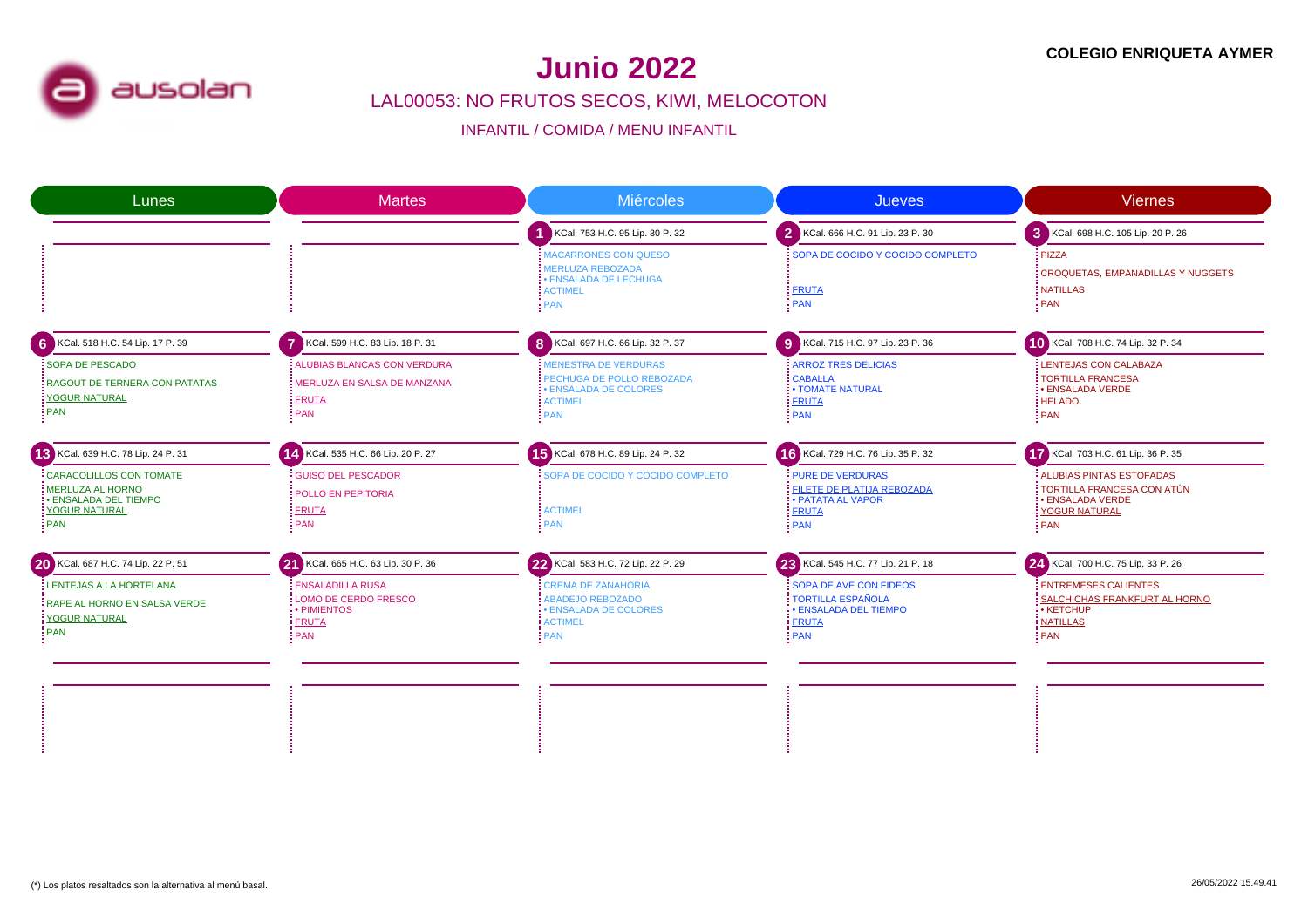**COLEGIO ENRIQUETA AYMER**

# Junio 2022

## LAL00053: NO FRUTOS SECOS, KIWI, MELOCOTON

### INFANTIL / COMIDA / MENU INFANTIL

| Lunes | Martes | Miércoles | Jueves | Viernes |
|---|---|---|---|---|
| | | **1** KCal. 753 H.C. 95 Lip. 30 P. 32 | **2** KCal. 666 H.C. 91 Lip. 23 P. 30 | **3** KCal. 698 H.C. 105 Lip. 20 P. 26 |
| | | MACARRONES CON QUESO<br>MERLUZA REBOZADA<br>• ENSALADA DE LECHUGA<br>ACTIMEL<br>PAN | SOPA DE COCIDO Y COCIDO COMPLETO<br>FRUTA<br>PAN | PIZZA<br>CROQUETAS, EMPANADILLAS Y NUGGETS<br>NATILLAS<br>PAN |
| **6** KCal. 518 H.C. 54 Lip. 17 P. 39 | **7** KCal. 599 H.C. 83 Lip. 18 P. 31 | **8** KCal. 697 H.C. 66 Lip. 32 P. 37 | **9** KCal. 715 H.C. 97 Lip. 23 P. 36 | **10** KCal. 708 H.C. 74 Lip. 32 P. 34 |
| SOPA DE PESCADO<br>RAGOUT DE TERNERA CON PATATAS<br>YOGUR NATURAL<br>PAN | ALUBIAS BLANCAS CON VERDURA<br>MERLUZA EN SALSA DE MANZANA<br>FRUTA<br>PAN | MENESTRA DE VERDURAS<br>PECHUGA DE POLLO REBOZADA<br>• ENSALADA DE COLORES<br>ACTIMEL<br>PAN | ARROZ TRES DELICIAS<br>CABALLA<br>• TOMATE NATURAL<br>FRUTA<br>PAN | LENTEJAS CON CALABAZA<br>TORTILLA FRANCESA<br>• ENSALADA VERDE<br>HELADO<br>PAN |
| **13** KCal. 639 H.C. 78 Lip. 24 P. 31 | **14** KCal. 535 H.C. 66 Lip. 20 P. 27 | **15** KCal. 678 H.C. 89 Lip. 24 P. 32 | **16** KCal. 729 H.C. 76 Lip. 35 P. 32 | **17** KCal. 703 H.C. 61 Lip. 36 P. 35 |
| CARACOLILLOS CON TOMATE<br>MERLUZA AL HORNO<br>• ENSALADA DEL TIEMPO<br>YOGUR NATURAL<br>PAN | GUISO DEL PESCADOR<br>POLLO EN PEPITORIA<br>FRUTA<br>PAN | SOPA DE COCIDO Y COCIDO COMPLETO<br>ACTIMEL<br>PAN | PURE DE VERDURAS<br>FILETE DE PLATIJA REBOZADA<br>• PATATA AL VAPOR<br>FRUTA<br>PAN | ALUBIAS PINTAS ESTOFADAS<br>TORTILLA FRANCESA CON ATÚN<br>• ENSALADA VERDE<br>YOGUR NATURAL<br>PAN |
| **20** KCal. 687 H.C. 74 Lip. 22 P. 51 | **21** KCal. 665 H.C. 63 Lip. 30 P. 36 | **22** KCal. 583 H.C. 72 Lip. 22 P. 29 | **23** KCal. 545 H.C. 77 Lip. 21 P. 18 | **24** KCal. 700 H.C. 75 Lip. 33 P. 26 |
| LENTEJAS A LA HORTELANA<br>RAPE AL HORNO EN SALSA VERDE<br>YOGUR NATURAL<br>PAN | ENSALADILLA RUSA<br>LOMO DE CERDO FRESCO<br>• PIMIENTOS<br>FRUTA<br>PAN | CREMA DE ZANAHORIA<br>ABADEJO REBOZADO<br>• ENSALADA DE COLORES<br>ACTIMEL<br>PAN | SOPA DE AVE CON FIDEOS<br>TORTILLA ESPAÑOLA<br>• ENSALADA DEL TIEMPO<br>FRUTA<br>PAN | ENTREMESES CALIENTES<br>SALCHICHAS FRANKFURT AL HORNO<br>• KETCHUP<br>NATILLAS<br>PAN |

(*) Los platos resaltados son la alternativa al menú basal.

26/05/2022 15.49.41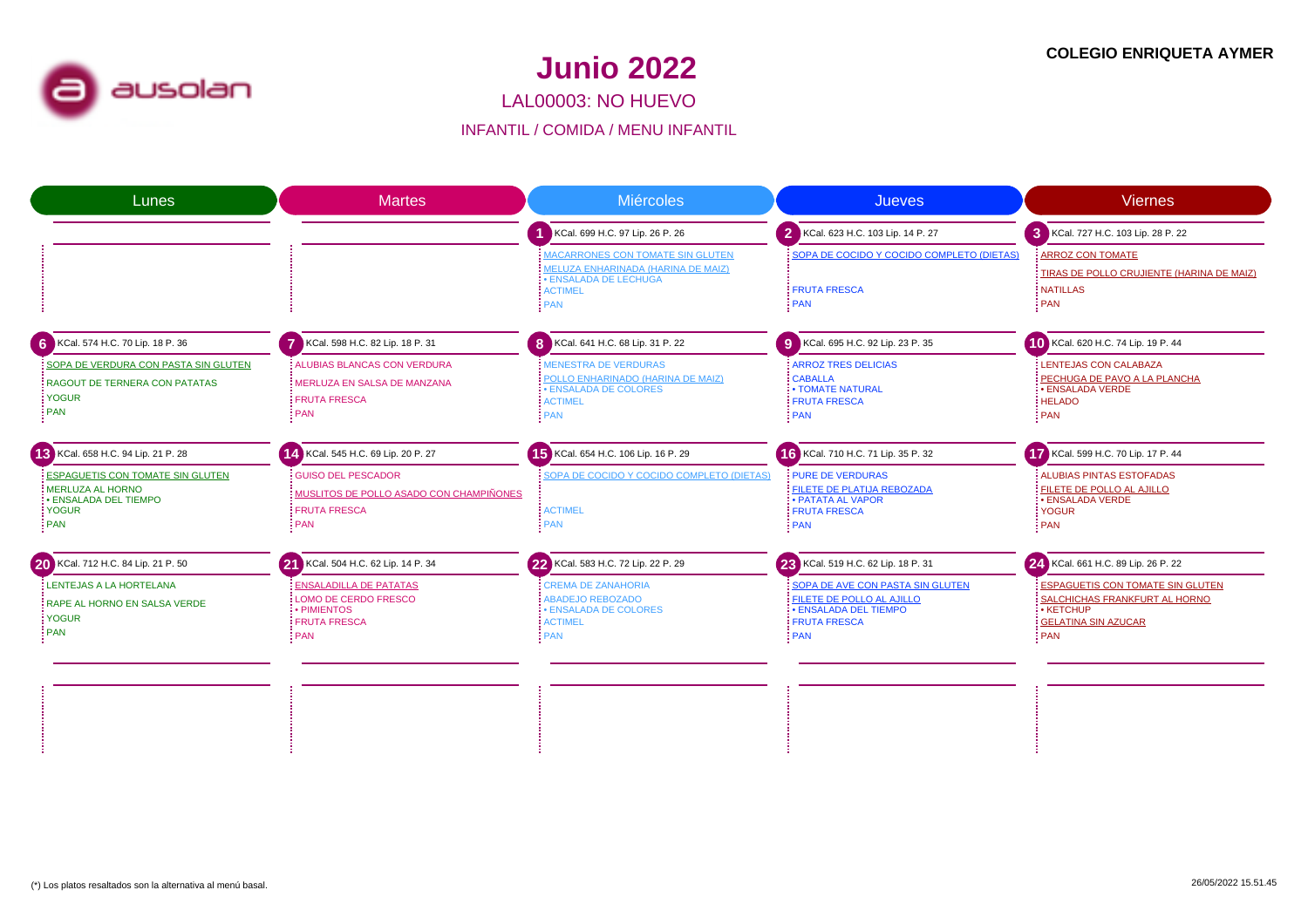COLEGIO ENRIQUETA AYMER

# Junio 2022

## LAL00003: NO HUEVO

### INFANTIL / COMIDA / MENU INFANTIL

| Lunes | Martes | Miércoles | Jueves | Viernes |
|---|---|---|---|---|
| | | **1** KCal. 699 H.C. 97 Lip. 26 P. 26<br>MACARRONES CON TOMATE SIN GLUTEN<br>MELUZA ENHARINADA (HARINA DE MAIZ)<br>• ENSALADA DE LECHUGA<br>ACTIMEL<br>PAN | **2** KCal. 623 H.C. 103 Lip. 14 P. 27<br>SOPA DE COCIDO Y COCIDO COMPLETO (DIETAS)<br>FRUTA FRESCA<br>PAN | **3** KCal. 727 H.C. 103 Lip. 28 P. 22<br>ARROZ CON TOMATE<br>TIRAS DE POLLO CRUJIENTE (HARINA DE MAIZ)<br>NATILLAS<br>PAN |
| **6** KCal. 574 H.C. 70 Lip. 18 P. 36<br>SOPA DE VERDURA CON PASTA SIN GLUTEN<br>RAGOUT DE TERNERA CON PATATAS<br>YOGUR<br>PAN | **7** KCal. 598 H.C. 82 Lip. 18 P. 31<br>ALUBIAS BLANCAS CON VERDURA<br>MERLUZA EN SALSA DE MANZANA<br>FRUTA FRESCA<br>PAN | **8** KCal. 641 H.C. 68 Lip. 31 P. 22<br>MENESTRA DE VERDURAS<br>POLLO ENHARINADO (HARINA DE MAIZ)<br>• ENSALADA DE COLORES<br>ACTIMEL<br>PAN | **9** KCal. 695 H.C. 92 Lip. 23 P. 35<br>ARROZ TRES DELICIAS<br>CABALLA<br>• TOMATE NATURAL<br>FRUTA FRESCA<br>PAN | **10** KCal. 620 H.C. 74 Lip. 19 P. 44<br>LENTEJAS CON CALABAZA<br>PECHUGA DE PAVO A LA PLANCHA<br>• ENSALADA VERDE<br>HELADO<br>PAN |
| **13** KCal. 658 H.C. 94 Lip. 21 P. 28<br>ESPAGUETIS CON TOMATE SIN GLUTEN<br>MERLUZA AL HORNO<br>• ENSALADA DEL TIEMPO<br>YOGUR<br>PAN | **14** KCal. 545 H.C. 69 Lip. 20 P. 27<br>GUISO DEL PESCADOR<br>MUSLITOS DE POLLO ASADO CON CHAMPIÑONES<br>FRUTA FRESCA<br>PAN | **15** KCal. 654 H.C. 106 Lip. 16 P. 29<br>SOPA DE COCIDO Y COCIDO COMPLETO (DIETAS)<br>ACTIMEL<br>PAN | **16** KCal. 710 H.C. 71 Lip. 35 P. 32<br>PURE DE VERDURAS<br>FILETE DE PLATIJA REBOZADA<br>• PATATA AL VAPOR<br>FRUTA FRESCA<br>PAN | **17** KCal. 599 H.C. 70 Lip. 17 P. 44<br>ALUBIAS PINTAS ESTOFADAS<br>FILETE DE POLLO AL AJILLO<br>• ENSALADA VERDE<br>YOGUR<br>PAN |
| **20** KCal. 712 H.C. 84 Lip. 21 P. 50<br>LENTEJAS A LA HORTELANA<br>RAPE AL HORNO EN SALSA VERDE<br>YOGUR<br>PAN | **21** KCal. 504 H.C. 62 Lip. 14 P. 34<br>ENSALADILLA DE PATATAS<br>LOMO DE CERDO FRESCO<br>• PIMIENTOS<br>FRUTA FRESCA<br>PAN | **22** KCal. 583 H.C. 72 Lip. 22 P. 29<br>CREMA DE ZANAHORIA<br>ABADEJO REBOZADO<br>• ENSALADA DE COLORES<br>ACTIMEL<br>PAN | **23** KCal. 519 H.C. 62 Lip. 18 P. 31<br>SOPA DE AVE CON PASTA SIN GLUTEN<br>FILETE DE POLLO AL AJILLO<br>• ENSALADA DEL TIEMPO<br>FRUTA FRESCA<br>PAN | **24** KCal. 661 H.C. 89 Lip. 26 P. 22<br>ESPAGUETIS CON TOMATE SIN GLUTEN<br>SALCHICHAS FRANKFURT AL HORNO<br>• KETCHUP<br>GELATINA SIN AZUCAR<br>PAN |

(*) Los platos resaltados son la alternativa al menú basal.

26/05/2022 15.51.45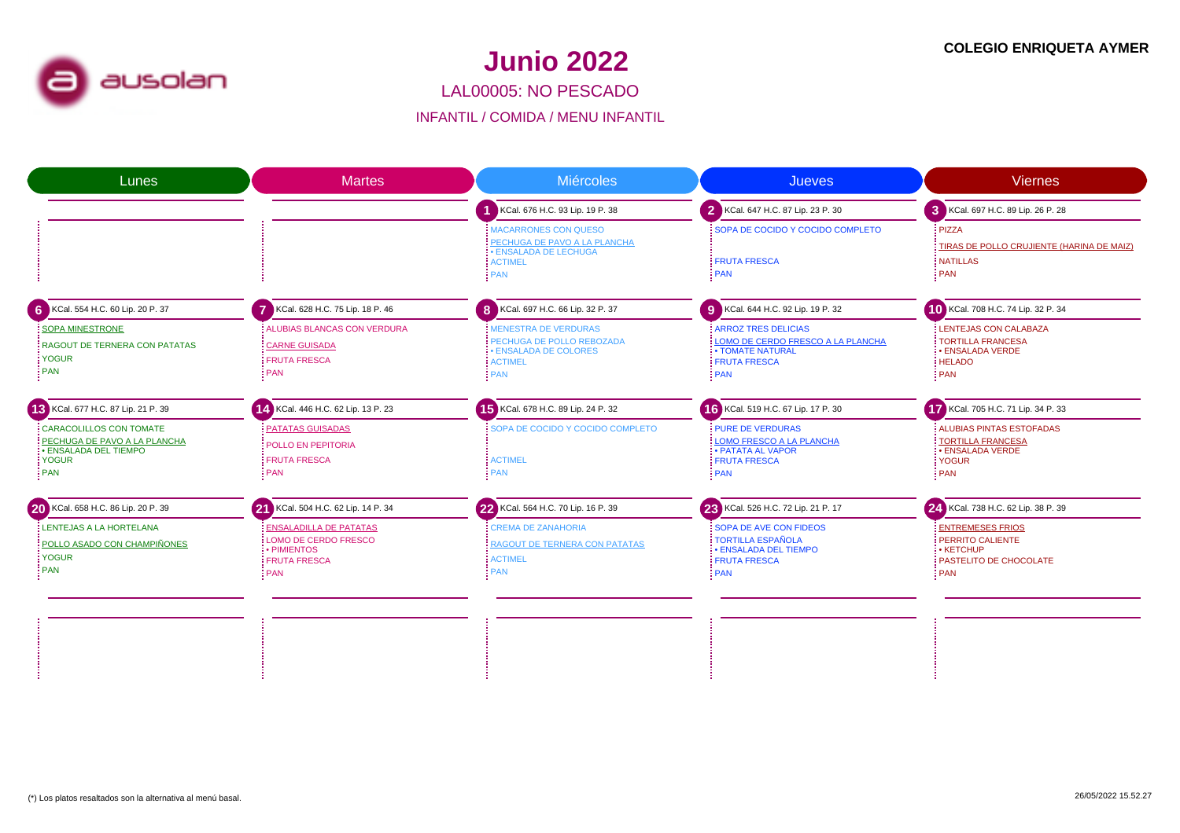**COLEGIO ENRIQUETA AYMER**

# Junio 2022

## LAL00005: NO PESCADO

### INFANTIL / COMIDA / MENU INFANTIL

| Lunes | Martes | Miércoles | Jueves | Viernes |
|---|---|---|---|---|
| | | **1** KCal. 676 H.C. 93 Lip. 19 P. 38<br>MACARRONES CON QUESO<br>PECHUGA DE PAVO A LA PLANCHA<br>• ENSALADA DE LECHUGA<br>ACTIMEL<br>PAN | **2** KCal. 647 H.C. 87 Lip. 23 P. 30<br>SOPA DE COCIDO Y COCIDO COMPLETO<br>FRUTA FRESCA<br>PAN | **3** KCal. 697 H.C. 89 Lip. 26 P. 28<br>PIZZA<br>TIRAS DE POLLO CRUJIENTE (HARINA DE MAIZ)<br>NATILLAS<br>PAN |
| **6** KCal. 554 H.C. 60 Lip. 20 P. 37<br>SOPA MINESTRONE<br>RAGOUT DE TERNERA CON PATATAS<br>YOGUR<br>PAN | **7** KCal. 628 H.C. 75 Lip. 18 P. 46<br>ALUBIAS BLANCAS CON VERDURA<br>CARNE GUISADA<br>FRUTA FRESCA<br>PAN | **8** KCal. 697 H.C. 66 Lip. 32 P. 37<br>MENESTRA DE VERDURAS<br>PECHUGA DE POLLO REBOZADA<br>• ENSALADA DE COLORES<br>ACTIMEL<br>PAN | **9** KCal. 644 H.C. 92 Lip. 19 P. 32<br>ARROZ TRES DELICIAS<br>LOMO DE CERDO FRESCO A LA PLANCHA<br>• TOMATE NATURAL<br>FRUTA FRESCA<br>PAN | **10** KCal. 708 H.C. 74 Lip. 32 P. 34<br>LENTEJAS CON CALABAZA<br>TORTILLA FRANCESA<br>• ENSALADA VERDE<br>HELADO<br>PAN |
| **13** KCal. 677 H.C. 87 Lip. 21 P. 39<br>CARACOLILLOS CON TOMATE<br>PECHUGA DE PAVO A LA PLANCHA<br>• ENSALADA DEL TIEMPO<br>YOGUR<br>PAN | **14** KCal. 446 H.C. 62 Lip. 13 P. 23<br>PATATAS GUISADAS<br>POLLO EN PEPITORIA<br>FRUTA FRESCA<br>PAN | **15** KCal. 678 H.C. 89 Lip. 24 P. 32<br>SOPA DE COCIDO Y COCIDO COMPLETO<br>ACTIMEL<br>PAN | **16** KCal. 519 H.C. 67 Lip. 17 P. 30<br>PURE DE VERDURAS<br>LOMO FRESCO A LA PLANCHA<br>• PATATA AL VAPOR<br>FRUTA FRESCA<br>PAN | **17** KCal. 705 H.C. 71 Lip. 34 P. 33<br>ALUBIAS PINTAS ESTOFADAS<br>TORTILLA FRANCESA<br>• ENSALADA VERDE<br>YOGUR<br>PAN |
| **20** KCal. 658 H.C. 86 Lip. 20 P. 39<br>LENTEJAS A LA HORTELANA<br>POLLO ASADO CON CHAMPIÑONES<br>YOGUR<br>PAN | **21** KCal. 504 H.C. 62 Lip. 14 P. 34<br>ENSALADILLA DE PATATAS<br>LOMO DE CERDO FRESCO<br>• PIMIENTOS<br>FRUTA FRESCA<br>PAN | **22** KCal. 564 H.C. 70 Lip. 16 P. 39<br>CREMA DE ZANAHORIA<br>RAGOUT DE TERNERA CON PATATAS<br>ACTIMEL<br>PAN | **23** KCal. 526 H.C. 72 Lip. 21 P. 17<br>SOPA DE AVE CON FIDEOS<br>TORTILLA ESPAÑOLA<br>• ENSALADA DEL TIEMPO<br>FRUTA FRESCA<br>PAN | **24** KCal. 738 H.C. 62 Lip. 38 P. 39<br>ENTREMESES FRIOS<br>PERRITO CALIENTE<br>• KETCHUP<br>PASTELITO DE CHOCOLATE<br>PAN |
| | | | | |

(*) Los platos resaltados son la alternativa al menú basal.

26/05/2022 15.52.27